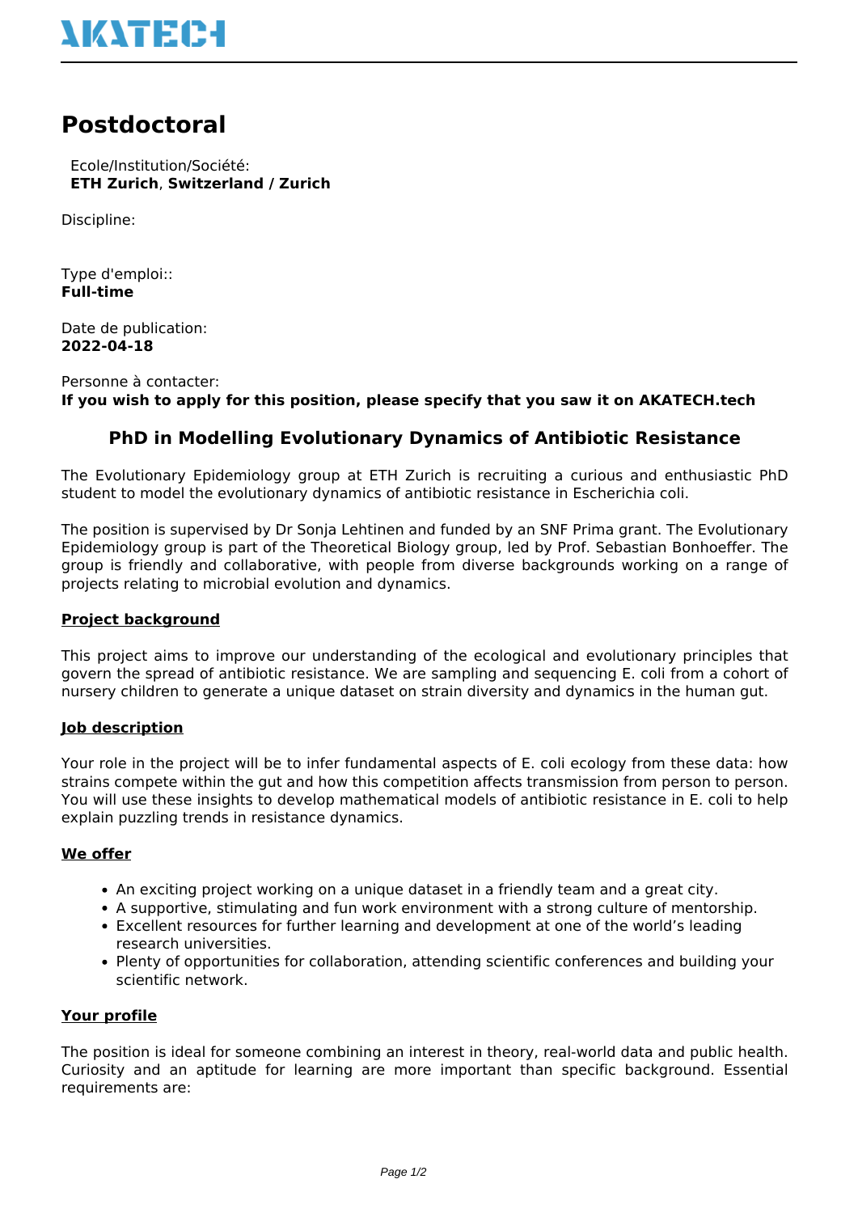# Postdoctoral

Ecole/Institution/Société:
**ETH Zurich**, **Switzerland / Zurich**

Discipline:

Type d'emploi::
**Full-time**

Date de publication:
**2022-04-18**

Personne à contacter:
**If you wish to apply for this position, please specify that you saw it on AKATECH.tech**

## PhD in Modelling Evolutionary Dynamics of Antibiotic Resistance

The Evolutionary Epidemiology group at ETH Zurich is recruiting a curious and enthusiastic PhD student to model the evolutionary dynamics of antibiotic resistance in Escherichia coli.

The position is supervised by Dr Sonja Lehtinen and funded by an SNF Prima grant. The Evolutionary Epidemiology group is part of the Theoretical Biology group, led by Prof. Sebastian Bonhoeffer. The group is friendly and collaborative, with people from diverse backgrounds working on a range of projects relating to microbial evolution and dynamics.

### Project background

This project aims to improve our understanding of the ecological and evolutionary principles that govern the spread of antibiotic resistance. We are sampling and sequencing E. coli from a cohort of nursery children to generate a unique dataset on strain diversity and dynamics in the human gut.

### Job description

Your role in the project will be to infer fundamental aspects of E. coli ecology from these data: how strains compete within the gut and how this competition affects transmission from person to person. You will use these insights to develop mathematical models of antibiotic resistance in E. coli to help explain puzzling trends in resistance dynamics.

### We offer

- An exciting project working on a unique dataset in a friendly team and a great city.
- A supportive, stimulating and fun work environment with a strong culture of mentorship.
- Excellent resources for further learning and development at one of the world's leading research universities.
- Plenty of opportunities for collaboration, attending scientific conferences and building your scientific network.

### Your profile

The position is ideal for someone combining an interest in theory, real-world data and public health. Curiosity and an aptitude for learning are more important than specific background. Essential requirements are: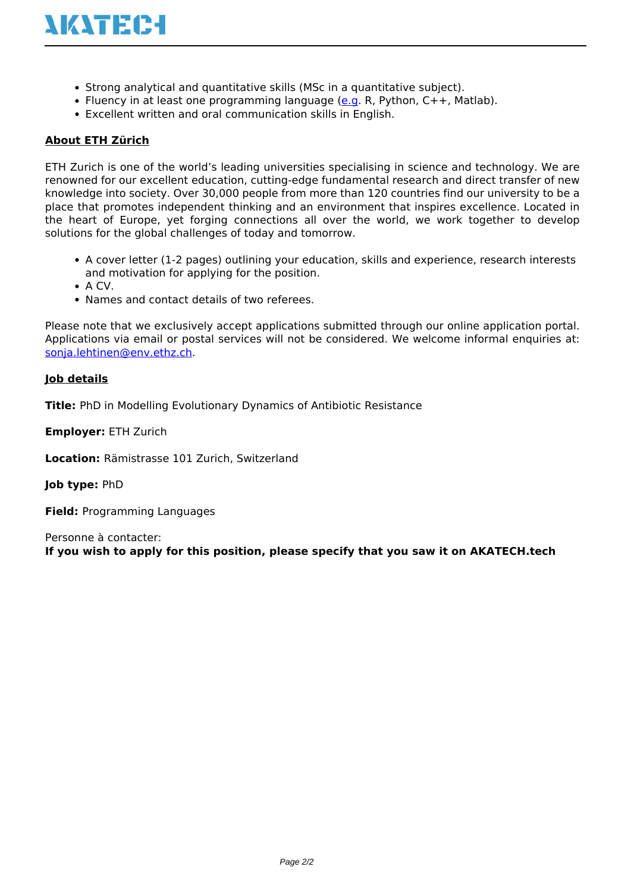- Strong analytical and quantitative skills (MSc in a quantitative subject).
- Fluency in at least one programming language (e.g. R, Python, C++, Matlab).
- Excellent written and oral communication skills in English.

**About ETH Zürich**

ETH Zurich is one of the world's leading universities specialising in science and technology. We are renowned for our excellent education, cutting-edge fundamental research and direct transfer of new knowledge into society. Over 30,000 people from more than 120 countries find our university to be a place that promotes independent thinking and an environment that inspires excellence. Located in the heart of Europe, yet forging connections all over the world, we work together to develop solutions for the global challenges of today and tomorrow.

- A cover letter (1-2 pages) outlining your education, skills and experience, research interests and motivation for applying for the position.
- A CV.
- Names and contact details of two referees.

Please note that we exclusively accept applications submitted through our online application portal. Applications via email or postal services will not be considered. We welcome informal enquiries at: sonja.lehtinen@env.ethz.ch.

**Job details**

**Title:** PhD in Modelling Evolutionary Dynamics of Antibiotic Resistance

**Employer:** ETH Zurich

**Location:** Rämistrasse 101 Zurich, Switzerland

**Job type:** PhD

**Field:** Programming Languages

Personne à contacter:
**If you wish to apply for this position, please specify that you saw it on AKATECH.tech**